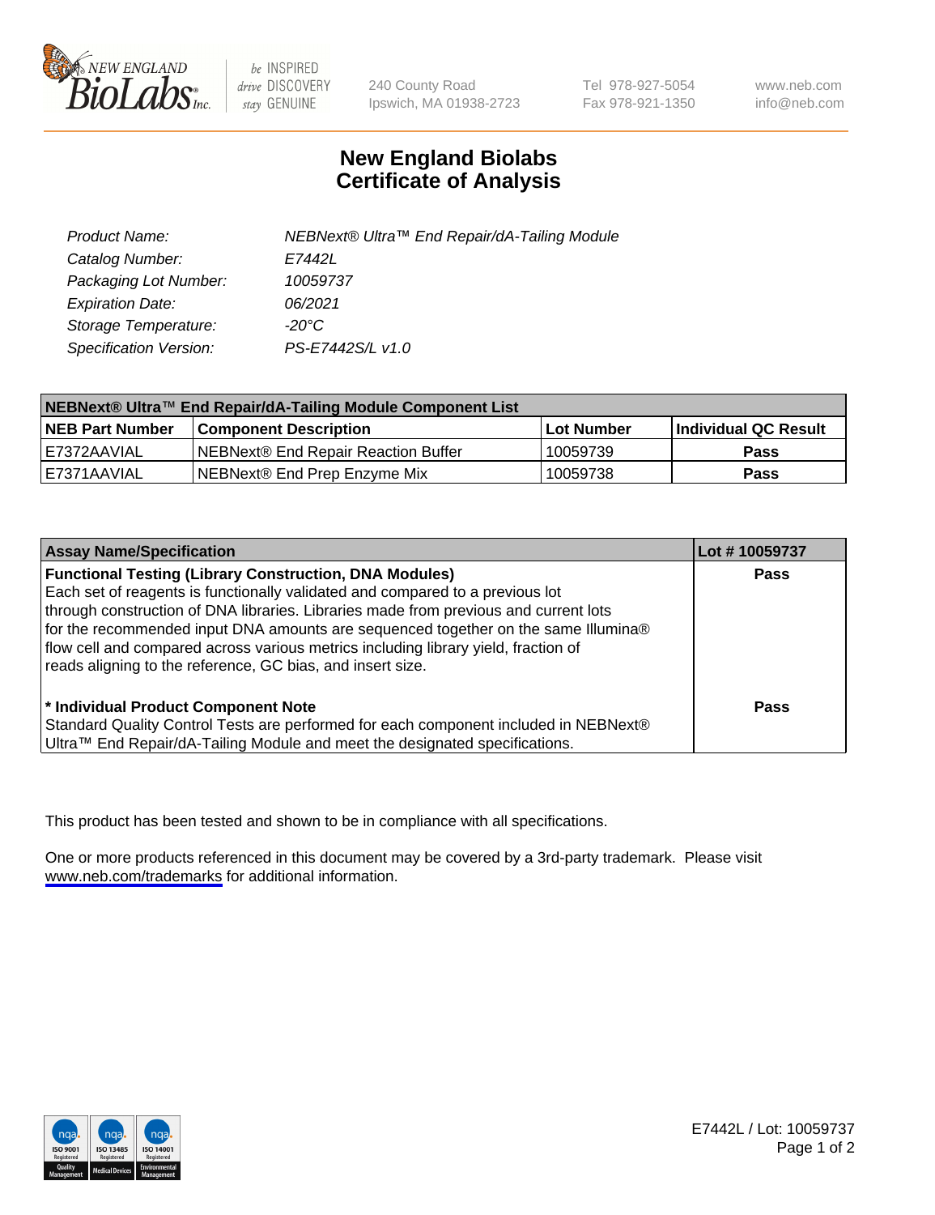# New England Biolabs Certificate of Analysis

| | |
|---|---|
| Product Name: | NEBNext® Ultra™ End Repair/dA-Tailing Module |
| Catalog Number: | E7442L |
| Packaging Lot Number: | 10059737 |
| Expiration Date: | 06/2021 |
| Storage Temperature: | -20°C |
| Specification Version: | PS-E7442S/L v1.0 |

| NEBNext® Ultra™ End Repair/dA-Tailing Module Component List | | | |
|---|---|---|---|
| **NEB Part Number** | **Component Description** | **Lot Number** | **Individual QC Result** |
| E7372AAVIAL | NEBNext® End Repair Reaction Buffer | 10059739 | **Pass** |
| E7371AAVIAL | NEBNext® End Prep Enzyme Mix | 10059738 | **Pass** |

| Assay Name/Specification | Lot # 10059737 |
|---|---|
| **Functional Testing (Library Construction, DNA Modules)** Each set of reagents is functionally validated and compared to a previous lot through construction of DNA libraries. Libraries made from previous and current lots for the recommended input DNA amounts are sequenced together on the same Illumina® flow cell and compared across various metrics including library yield, fraction of reads aligning to the reference, GC bias, and insert size. | **Pass** |
| **\* Individual Product Component Note** Standard Quality Control Tests are performed for each component included in NEBNext® Ultra™ End Repair/dA-Tailing Module and meet the designated specifications. | **Pass** |

This product has been tested and shown to be in compliance with all specifications.

One or more products referenced in this document may be covered by a 3rd-party trademark. Please visit www.neb.com/trademarks for additional information.

E7442L / Lot: 10059737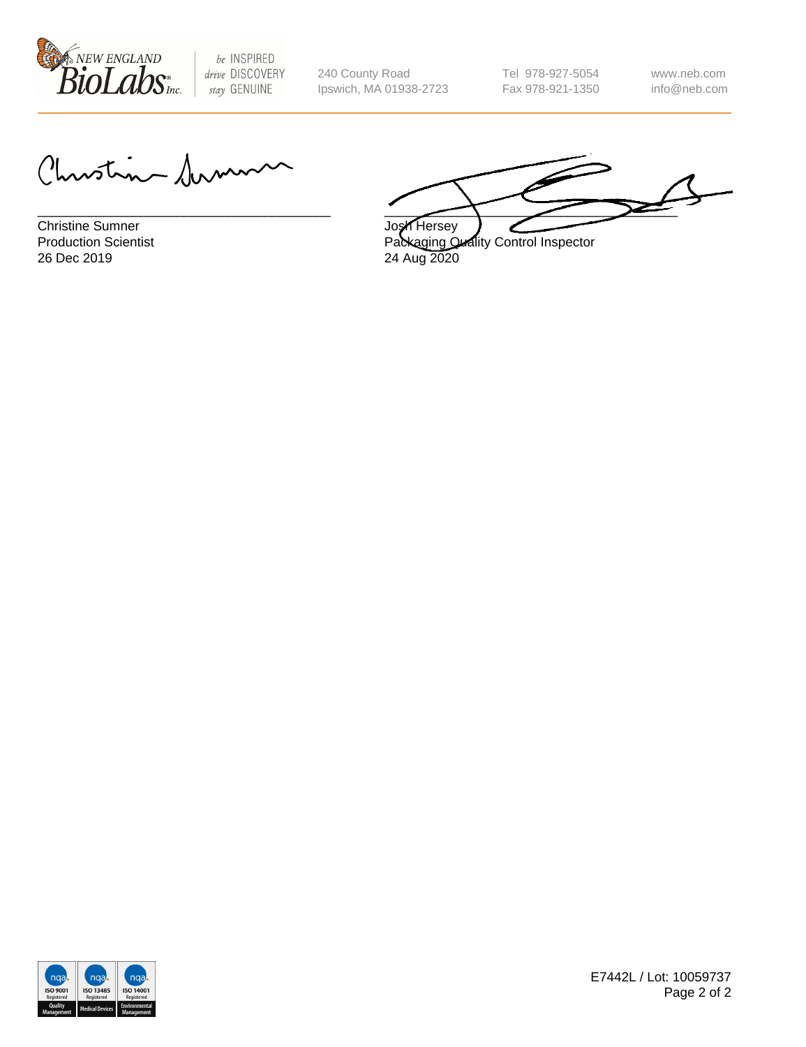New England BioLabs Inc. — be INSPIRED drive DISCOVERY stay GENUINE

240 County Road
Ipswich, MA 01938-2723

Tel 978-927-5054
Fax 978-921-1350

www.neb.com
info@neb.com

Christine Sumner
Production Scientist
26 Dec 2019

Josh Hersey
Packaging Quality Control Inspector
24 Aug 2020

nqa ISO 9001 Registered Quality Management | nqa ISO 13485 Registered Medical Devices | nqa ISO 14001 Registered Environmental Management

E7442L / Lot: 10059737